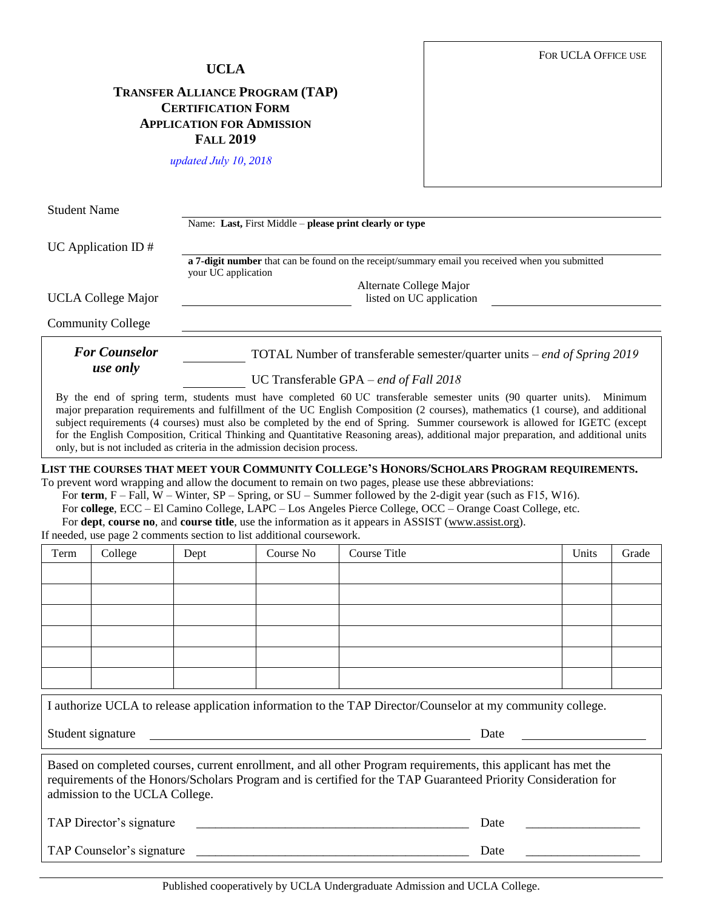# UCLA

## Transfer Alliance Program (TAP) Certification Form Application for Admission Fall 2019

*updated July 10, 2018*

For UCLA Office use

Student Name ______________________________________________

Name: **Last,** First Middle – **please print clearly or type**

UC Application ID # ______________________________________________

**a 7-digit number** that can be found on the receipt/summary email you received when you submitted your UC application

UCLA College Major ____________________ Alternate College Major listed on UC application ____________________

Community College ______________________________________________

***For Counselor use only***

__________ TOTAL Number of transferable semester/quarter units – *end of Spring 2019*

__________ UC Transferable GPA – *end of Fall 2018*

By the end of spring term, students must have completed 60 UC transferable semester units (90 quarter units). Minimum major preparation requirements and fulfillment of the UC English Composition (2 courses), mathematics (1 course), and additional subject requirements (4 courses) must also be completed by the end of Spring. Summer coursework is allowed for IGETC (except for the English Composition, Critical Thinking and Quantitative Reasoning areas), additional major preparation, and additional units only, but is not included as criteria in the admission decision process.

**List the courses that meet your Community College's Honors/Scholars Program requirements.**

To prevent word wrapping and allow the document to remain on two pages, please use these abbreviations:

For **term**, F – Fall, W – Winter, SP – Spring, or SU – Summer followed by the 2-digit year (such as F15, W16).

For **college**, ECC – El Camino College, LAPC – Los Angeles Pierce College, OCC – Orange Coast College, etc.

For **dept**, **course no**, and **course title**, use the information as it appears in ASSIST (www.assist.org).

If needed, use page 2 comments section to list additional coursework.

| Term | College | Dept | Course No | Course Title | Units | Grade |
|---|---|---|---|---|---|---|
| | | | | | | |
| | | | | | | |
| | | | | | | |
| | | | | | | |
| | | | | | | |
| | | | | | | |

I authorize UCLA to release application information to the TAP Director/Counselor at my community college.

Student signature ______________________________ Date ______________

Based on completed courses, current enrollment, and all other Program requirements, this applicant has met the requirements of the Honors/Scholars Program and is certified for the TAP Guaranteed Priority Consideration for admission to the UCLA College.

TAP Director's signature ______________________________ Date ______________

TAP Counselor's signature ______________________________ Date ______________

Published cooperatively by UCLA Undergraduate Admission and UCLA College.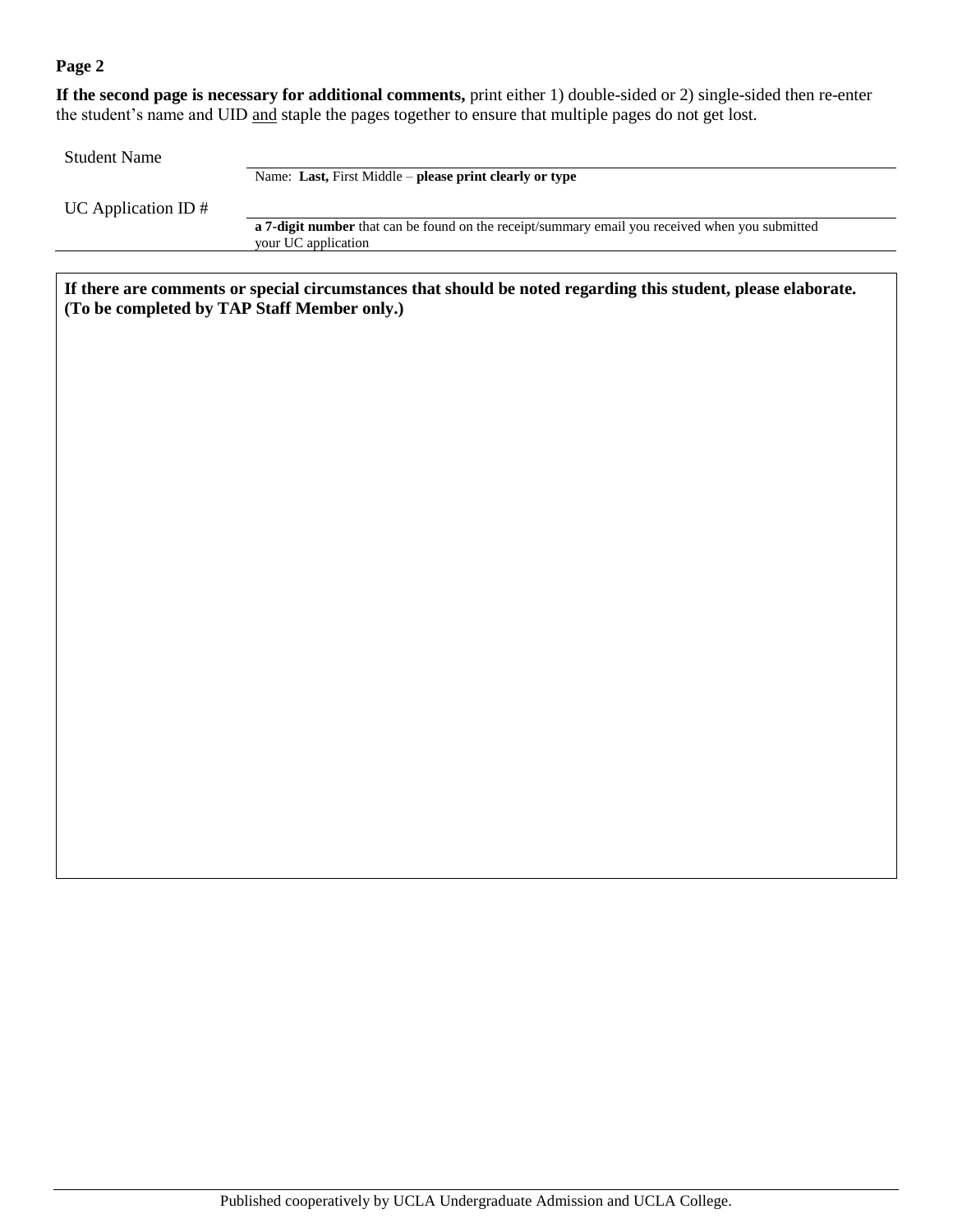**Page 2**

**If the second page is necessary for additional comments,** print either 1) double-sided or 2) single-sided then re-enter the student's name and UID and staple the pages together to ensure that multiple pages do not get lost.

| | |
|---|---|
| Student Name | Name: **Last,** First Middle – **please print clearly or type** |
| UC Application ID # | **a 7-digit number** that can be found on the receipt/summary email you received when you submitted your UC application |

**If there are comments or special circumstances that should be noted regarding this student, please elaborate. (To be completed by TAP Staff Member only.)**

Published cooperatively by UCLA Undergraduate Admission and UCLA College.